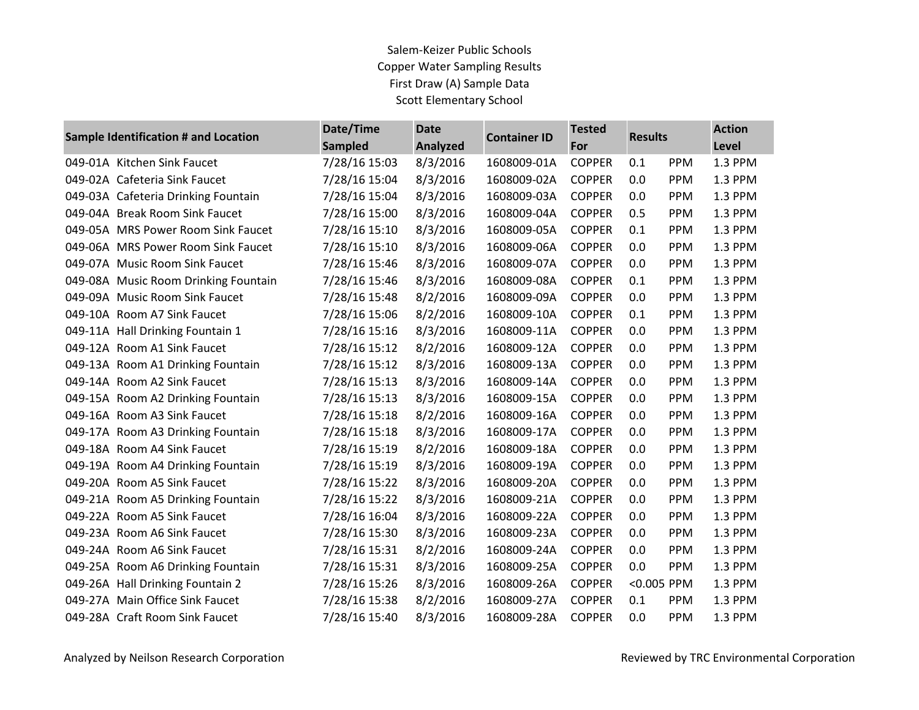Salem-Keizer Public Schools

Copper Water Sampling Results

First Draw (A) Sample Data

Scott Elementary School

| Sample Identification # and Location | Date/Time Sampled | Date Analyzed | Container ID | Tested For | Results | | Action Level |
|---|---|---|---|---|---|---|---|
| 049-01A Kitchen Sink Faucet | 7/28/16 15:03 | 8/3/2016 | 1608009-01A | COPPER | 0.1 | PPM | 1.3 PPM |
| 049-02A Cafeteria Sink Faucet | 7/28/16 15:04 | 8/3/2016 | 1608009-02A | COPPER | 0.0 | PPM | 1.3 PPM |
| 049-03A Cafeteria Drinking Fountain | 7/28/16 15:04 | 8/3/2016 | 1608009-03A | COPPER | 0.0 | PPM | 1.3 PPM |
| 049-04A Break Room Sink Faucet | 7/28/16 15:00 | 8/3/2016 | 1608009-04A | COPPER | 0.5 | PPM | 1.3 PPM |
| 049-05A MRS Power Room Sink Faucet | 7/28/16 15:10 | 8/3/2016 | 1608009-05A | COPPER | 0.1 | PPM | 1.3 PPM |
| 049-06A MRS Power Room Sink Faucet | 7/28/16 15:10 | 8/3/2016 | 1608009-06A | COPPER | 0.0 | PPM | 1.3 PPM |
| 049-07A Music Room Sink Faucet | 7/28/16 15:46 | 8/3/2016 | 1608009-07A | COPPER | 0.0 | PPM | 1.3 PPM |
| 049-08A Music Room Drinking Fountain | 7/28/16 15:46 | 8/3/2016 | 1608009-08A | COPPER | 0.1 | PPM | 1.3 PPM |
| 049-09A Music Room Sink Faucet | 7/28/16 15:48 | 8/2/2016 | 1608009-09A | COPPER | 0.0 | PPM | 1.3 PPM |
| 049-10A Room A7 Sink Faucet | 7/28/16 15:06 | 8/2/2016 | 1608009-10A | COPPER | 0.1 | PPM | 1.3 PPM |
| 049-11A Hall Drinking Fountain 1 | 7/28/16 15:16 | 8/3/2016 | 1608009-11A | COPPER | 0.0 | PPM | 1.3 PPM |
| 049-12A Room A1 Sink Faucet | 7/28/16 15:12 | 8/2/2016 | 1608009-12A | COPPER | 0.0 | PPM | 1.3 PPM |
| 049-13A Room A1 Drinking Fountain | 7/28/16 15:12 | 8/3/2016 | 1608009-13A | COPPER | 0.0 | PPM | 1.3 PPM |
| 049-14A Room A2 Sink Faucet | 7/28/16 15:13 | 8/3/2016 | 1608009-14A | COPPER | 0.0 | PPM | 1.3 PPM |
| 049-15A Room A2 Drinking Fountain | 7/28/16 15:13 | 8/3/2016 | 1608009-15A | COPPER | 0.0 | PPM | 1.3 PPM |
| 049-16A Room A3 Sink Faucet | 7/28/16 15:18 | 8/2/2016 | 1608009-16A | COPPER | 0.0 | PPM | 1.3 PPM |
| 049-17A Room A3 Drinking Fountain | 7/28/16 15:18 | 8/3/2016 | 1608009-17A | COPPER | 0.0 | PPM | 1.3 PPM |
| 049-18A Room A4 Sink Faucet | 7/28/16 15:19 | 8/2/2016 | 1608009-18A | COPPER | 0.0 | PPM | 1.3 PPM |
| 049-19A Room A4 Drinking Fountain | 7/28/16 15:19 | 8/3/2016 | 1608009-19A | COPPER | 0.0 | PPM | 1.3 PPM |
| 049-20A Room A5 Sink Faucet | 7/28/16 15:22 | 8/3/2016 | 1608009-20A | COPPER | 0.0 | PPM | 1.3 PPM |
| 049-21A Room A5 Drinking Fountain | 7/28/16 15:22 | 8/3/2016 | 1608009-21A | COPPER | 0.0 | PPM | 1.3 PPM |
| 049-22A Room A5 Sink Faucet | 7/28/16 16:04 | 8/3/2016 | 1608009-22A | COPPER | 0.0 | PPM | 1.3 PPM |
| 049-23A Room A6 Sink Faucet | 7/28/16 15:30 | 8/3/2016 | 1608009-23A | COPPER | 0.0 | PPM | 1.3 PPM |
| 049-24A Room A6 Sink Faucet | 7/28/16 15:31 | 8/2/2016 | 1608009-24A | COPPER | 0.0 | PPM | 1.3 PPM |
| 049-25A Room A6 Drinking Fountain | 7/28/16 15:31 | 8/3/2016 | 1608009-25A | COPPER | 0.0 | PPM | 1.3 PPM |
| 049-26A Hall Drinking Fountain 2 | 7/28/16 15:26 | 8/3/2016 | 1608009-26A | COPPER | <0.005 | PPM | 1.3 PPM |
| 049-27A Main Office Sink Faucet | 7/28/16 15:38 | 8/2/2016 | 1608009-27A | COPPER | 0.1 | PPM | 1.3 PPM |
| 049-28A Craft Room Sink Faucet | 7/28/16 15:40 | 8/3/2016 | 1608009-28A | COPPER | 0.0 | PPM | 1.3 PPM |

Analyzed by Neilson Research Corporation

Reviewed by TRC Environmental Corporation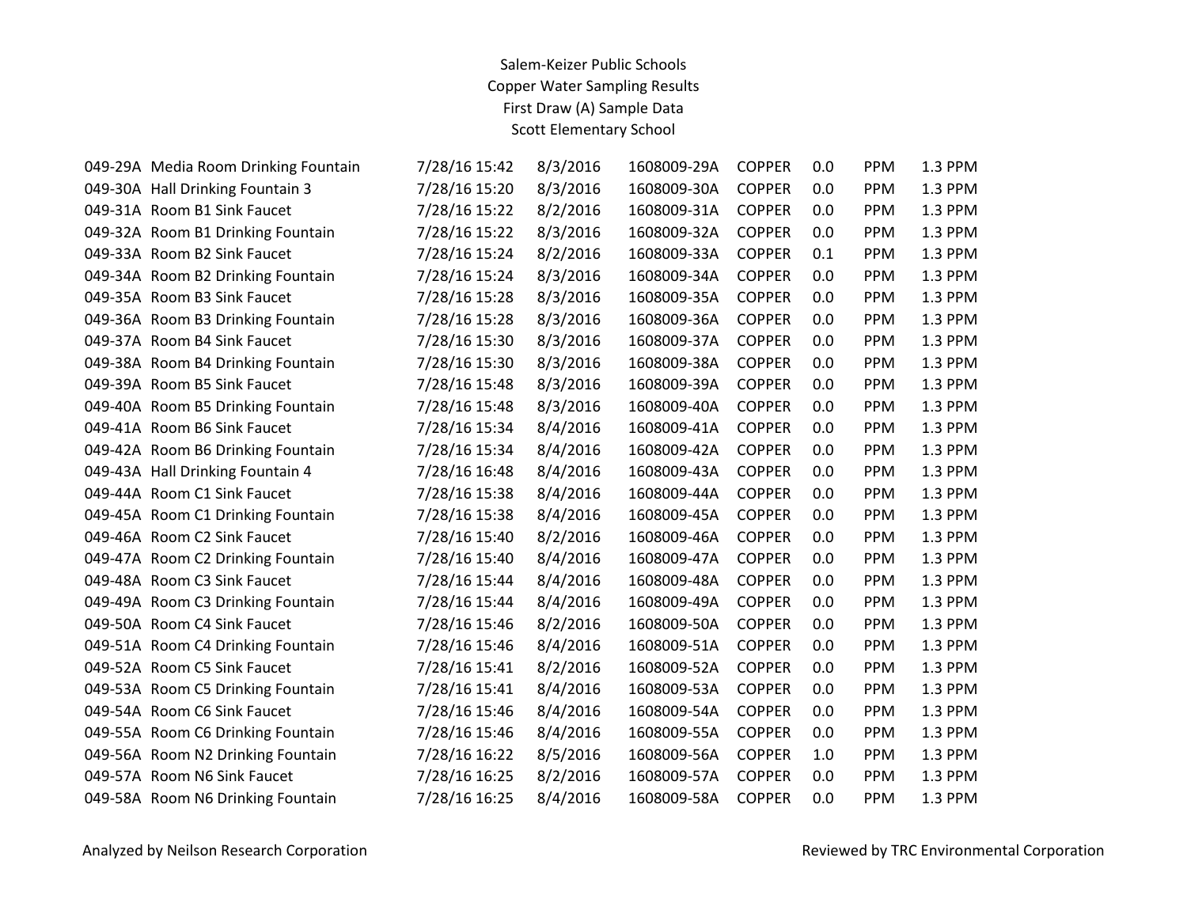Salem-Keizer Public Schools
Copper Water Sampling Results
First Draw (A) Sample Data
Scott Elementary School

| | | | | | | | | |
|---|---|---|---|---|---|---|---|---|
| 049-29A | Media Room Drinking Fountain | 7/28/16 15:42 | 8/3/2016 | 1608009-29A | COPPER | 0.0 | PPM | 1.3 PPM |
| 049-30A | Hall Drinking Fountain 3 | 7/28/16 15:20 | 8/3/2016 | 1608009-30A | COPPER | 0.0 | PPM | 1.3 PPM |
| 049-31A | Room B1 Sink Faucet | 7/28/16 15:22 | 8/2/2016 | 1608009-31A | COPPER | 0.0 | PPM | 1.3 PPM |
| 049-32A | Room B1 Drinking Fountain | 7/28/16 15:22 | 8/3/2016 | 1608009-32A | COPPER | 0.0 | PPM | 1.3 PPM |
| 049-33A | Room B2 Sink Faucet | 7/28/16 15:24 | 8/2/2016 | 1608009-33A | COPPER | 0.1 | PPM | 1.3 PPM |
| 049-34A | Room B2 Drinking Fountain | 7/28/16 15:24 | 8/3/2016 | 1608009-34A | COPPER | 0.0 | PPM | 1.3 PPM |
| 049-35A | Room B3 Sink Faucet | 7/28/16 15:28 | 8/3/2016 | 1608009-35A | COPPER | 0.0 | PPM | 1.3 PPM |
| 049-36A | Room B3 Drinking Fountain | 7/28/16 15:28 | 8/3/2016 | 1608009-36A | COPPER | 0.0 | PPM | 1.3 PPM |
| 049-37A | Room B4 Sink Faucet | 7/28/16 15:30 | 8/3/2016 | 1608009-37A | COPPER | 0.0 | PPM | 1.3 PPM |
| 049-38A | Room B4 Drinking Fountain | 7/28/16 15:30 | 8/3/2016 | 1608009-38A | COPPER | 0.0 | PPM | 1.3 PPM |
| 049-39A | Room B5 Sink Faucet | 7/28/16 15:48 | 8/3/2016 | 1608009-39A | COPPER | 0.0 | PPM | 1.3 PPM |
| 049-40A | Room B5 Drinking Fountain | 7/28/16 15:48 | 8/3/2016 | 1608009-40A | COPPER | 0.0 | PPM | 1.3 PPM |
| 049-41A | Room B6 Sink Faucet | 7/28/16 15:34 | 8/4/2016 | 1608009-41A | COPPER | 0.0 | PPM | 1.3 PPM |
| 049-42A | Room B6 Drinking Fountain | 7/28/16 15:34 | 8/4/2016 | 1608009-42A | COPPER | 0.0 | PPM | 1.3 PPM |
| 049-43A | Hall Drinking Fountain 4 | 7/28/16 16:48 | 8/4/2016 | 1608009-43A | COPPER | 0.0 | PPM | 1.3 PPM |
| 049-44A | Room C1 Sink Faucet | 7/28/16 15:38 | 8/4/2016 | 1608009-44A | COPPER | 0.0 | PPM | 1.3 PPM |
| 049-45A | Room C1 Drinking Fountain | 7/28/16 15:38 | 8/4/2016 | 1608009-45A | COPPER | 0.0 | PPM | 1.3 PPM |
| 049-46A | Room C2 Sink Faucet | 7/28/16 15:40 | 8/2/2016 | 1608009-46A | COPPER | 0.0 | PPM | 1.3 PPM |
| 049-47A | Room C2 Drinking Fountain | 7/28/16 15:40 | 8/4/2016 | 1608009-47A | COPPER | 0.0 | PPM | 1.3 PPM |
| 049-48A | Room C3 Sink Faucet | 7/28/16 15:44 | 8/4/2016 | 1608009-48A | COPPER | 0.0 | PPM | 1.3 PPM |
| 049-49A | Room C3 Drinking Fountain | 7/28/16 15:44 | 8/4/2016 | 1608009-49A | COPPER | 0.0 | PPM | 1.3 PPM |
| 049-50A | Room C4 Sink Faucet | 7/28/16 15:46 | 8/2/2016 | 1608009-50A | COPPER | 0.0 | PPM | 1.3 PPM |
| 049-51A | Room C4 Drinking Fountain | 7/28/16 15:46 | 8/4/2016 | 1608009-51A | COPPER | 0.0 | PPM | 1.3 PPM |
| 049-52A | Room C5 Sink Faucet | 7/28/16 15:41 | 8/2/2016 | 1608009-52A | COPPER | 0.0 | PPM | 1.3 PPM |
| 049-53A | Room C5 Drinking Fountain | 7/28/16 15:41 | 8/4/2016 | 1608009-53A | COPPER | 0.0 | PPM | 1.3 PPM |
| 049-54A | Room C6 Sink Faucet | 7/28/16 15:46 | 8/4/2016 | 1608009-54A | COPPER | 0.0 | PPM | 1.3 PPM |
| 049-55A | Room C6 Drinking Fountain | 7/28/16 15:46 | 8/4/2016 | 1608009-55A | COPPER | 0.0 | PPM | 1.3 PPM |
| 049-56A | Room N2 Drinking Fountain | 7/28/16 16:22 | 8/5/2016 | 1608009-56A | COPPER | 1.0 | PPM | 1.3 PPM |
| 049-57A | Room N6 Sink Faucet | 7/28/16 16:25 | 8/2/2016 | 1608009-57A | COPPER | 0.0 | PPM | 1.3 PPM |
| 049-58A | Room N6 Drinking Fountain | 7/28/16 16:25 | 8/4/2016 | 1608009-58A | COPPER | 0.0 | PPM | 1.3 PPM |

Analyzed by Neilson Research Corporation

Reviewed by TRC Environmental Corporation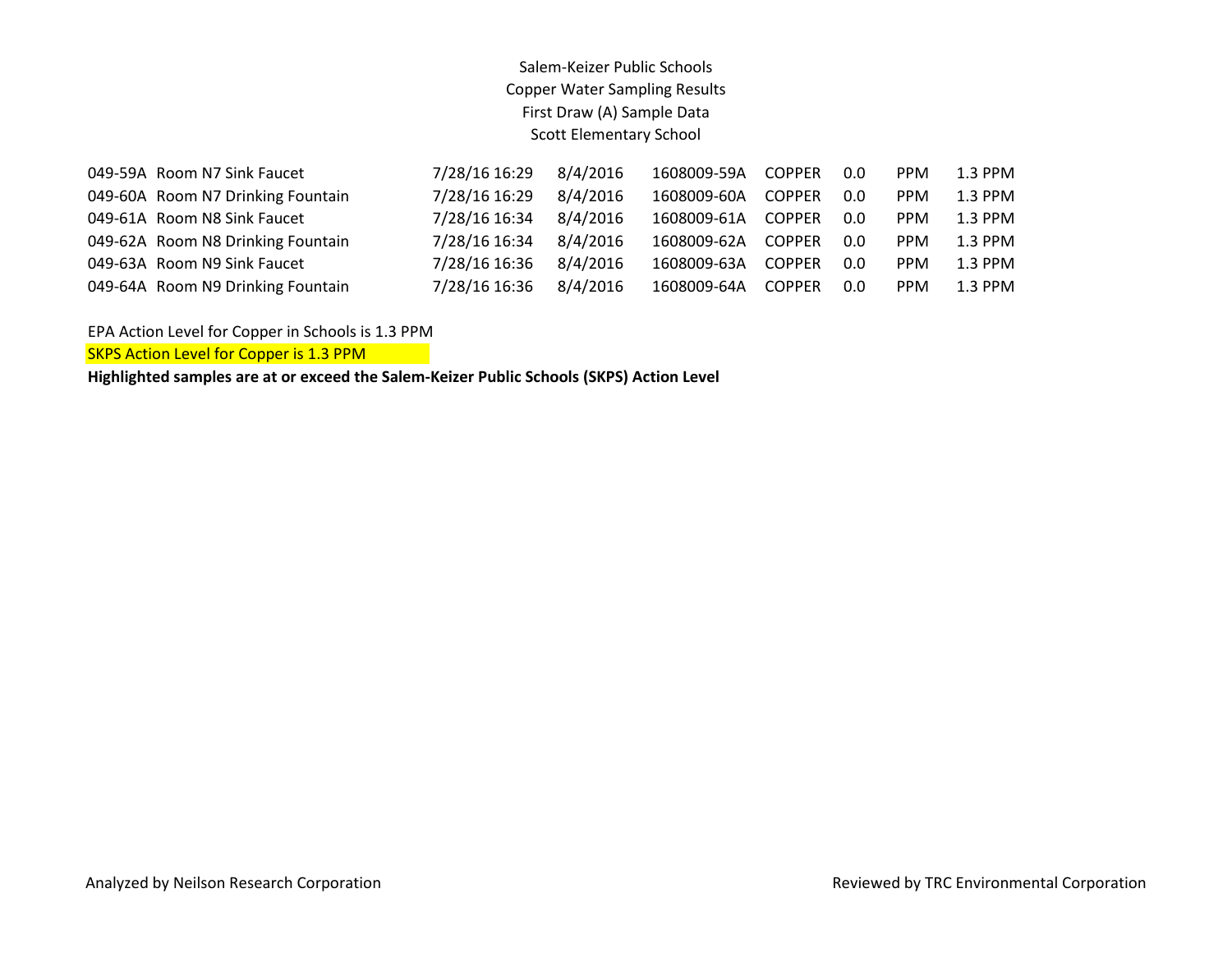Salem-Keizer Public Schools
Copper Water Sampling Results
First Draw (A) Sample Data
Scott Elementary School

| | | | | | | | | |
|---|---|---|---|---|---|---|---|---|
| 049-59A | Room N7 Sink Faucet | 7/28/16 16:29 | 8/4/2016 | 1608009-59A | COPPER | 0.0 | PPM | 1.3 PPM |
| 049-60A | Room N7 Drinking Fountain | 7/28/16 16:29 | 8/4/2016 | 1608009-60A | COPPER | 0.0 | PPM | 1.3 PPM |
| 049-61A | Room N8 Sink Faucet | 7/28/16 16:34 | 8/4/2016 | 1608009-61A | COPPER | 0.0 | PPM | 1.3 PPM |
| 049-62A | Room N8 Drinking Fountain | 7/28/16 16:34 | 8/4/2016 | 1608009-62A | COPPER | 0.0 | PPM | 1.3 PPM |
| 049-63A | Room N9 Sink Faucet | 7/28/16 16:36 | 8/4/2016 | 1608009-63A | COPPER | 0.0 | PPM | 1.3 PPM |
| 049-64A | Room N9 Drinking Fountain | 7/28/16 16:36 | 8/4/2016 | 1608009-64A | COPPER | 0.0 | PPM | 1.3 PPM |

EPA Action Level for Copper in Schools is 1.3 PPM

SKPS Action Level for Copper is 1.3 PPM

**Highlighted samples are at or exceed the Salem-Keizer Public Schools (SKPS) Action Level**

Analyzed by Neilson Research Corporation

Reviewed by TRC Environmental Corporation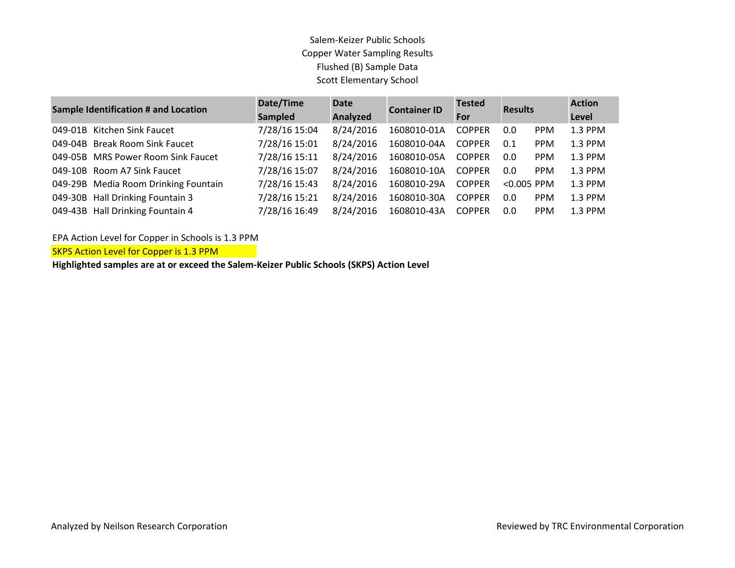Salem-Keizer Public Schools
Copper Water Sampling Results
Flushed (B) Sample Data
Scott Elementary School

| Sample Identification # and Location | Date/Time Sampled | Date Analyzed | Container ID | Tested For | Results | | Action Level |
|---|---|---|---|---|---|---|---|
| 049-01B Kitchen Sink Faucet | 7/28/16 15:04 | 8/24/2016 | 1608010-01A | COPPER | 0.0 | PPM | 1.3 PPM |
| 049-04B Break Room Sink Faucet | 7/28/16 15:01 | 8/24/2016 | 1608010-04A | COPPER | 0.1 | PPM | 1.3 PPM |
| 049-05B MRS Power Room Sink Faucet | 7/28/16 15:11 | 8/24/2016 | 1608010-05A | COPPER | 0.0 | PPM | 1.3 PPM |
| 049-10B Room A7 Sink Faucet | 7/28/16 15:07 | 8/24/2016 | 1608010-10A | COPPER | 0.0 | PPM | 1.3 PPM |
| 049-29B Media Room Drinking Fountain | 7/28/16 15:43 | 8/24/2016 | 1608010-29A | COPPER | <0.005 | PPM | 1.3 PPM |
| 049-30B Hall Drinking Fountain 3 | 7/28/16 15:21 | 8/24/2016 | 1608010-30A | COPPER | 0.0 | PPM | 1.3 PPM |
| 049-43B Hall Drinking Fountain 4 | 7/28/16 16:49 | 8/24/2016 | 1608010-43A | COPPER | 0.0 | PPM | 1.3 PPM |

EPA Action Level for Copper in Schools is 1.3 PPM

SKPS Action Level for Copper is 1.3 PPM

**Highlighted samples are at or exceed the Salem-Keizer Public Schools (SKPS) Action Level**

Analyzed by Neilson Research Corporation

Reviewed by TRC Environmental Corporation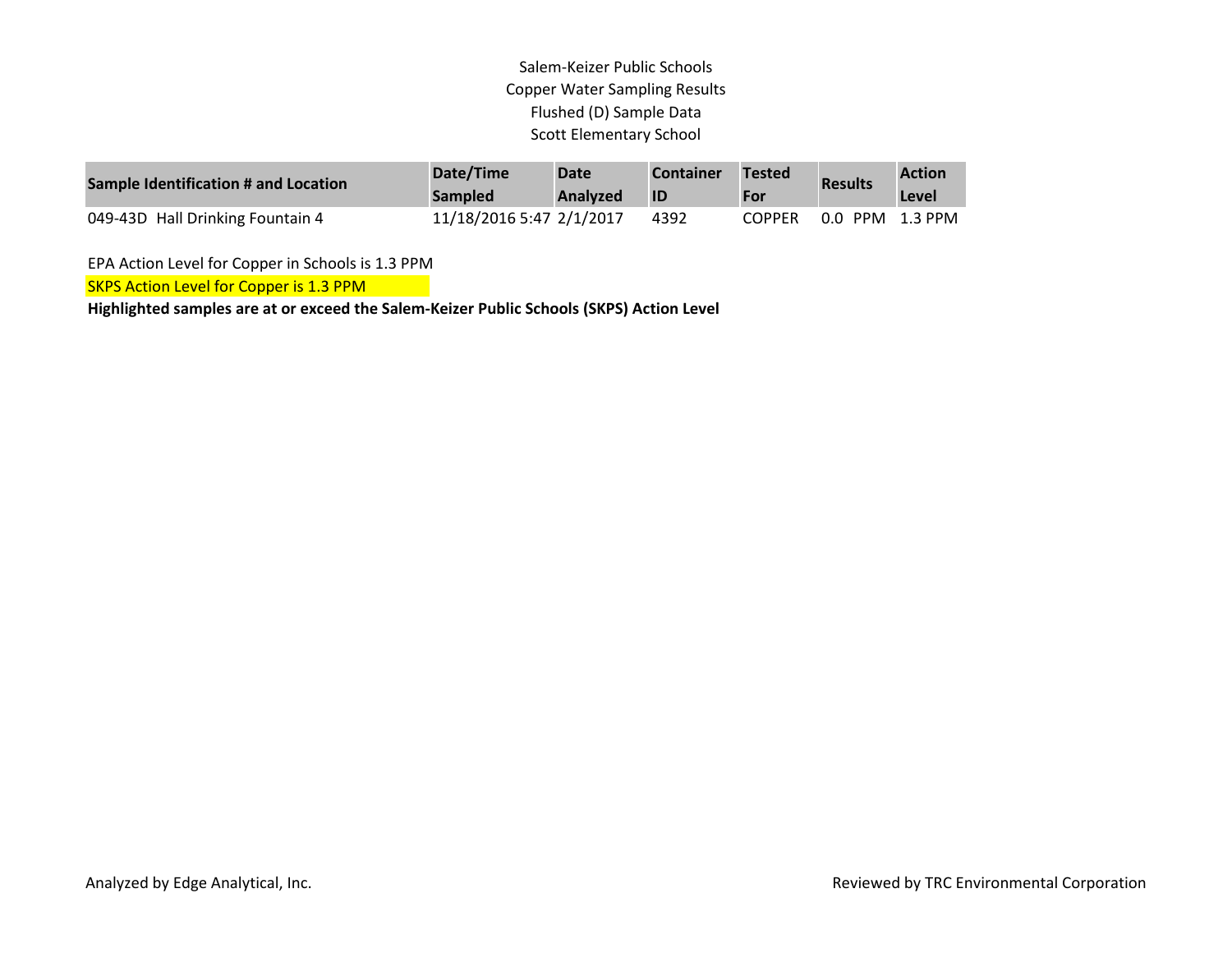# Salem-Keizer Public Schools
## Copper Water Sampling Results
## Flushed (D) Sample Data
## Scott Elementary School

| Sample Identification # and Location | Date/Time Sampled | Date Analyzed | Container ID | Tested For | Results | Action Level |
|---|---|---|---|---|---|---|
| 049-43D Hall Drinking Fountain 4 | 11/18/2016 5:47 | 2/1/2017 | 4392 | COPPER | 0.0 PPM | 1.3 PPM |

EPA Action Level for Copper in Schools is 1.3 PPM

SKPS Action Level for Copper is 1.3 PPM

**Highlighted samples are at or exceed the Salem-Keizer Public Schools (SKPS) Action Level**

Analyzed by Edge Analytical, Inc.

Reviewed by TRC Environmental Corporation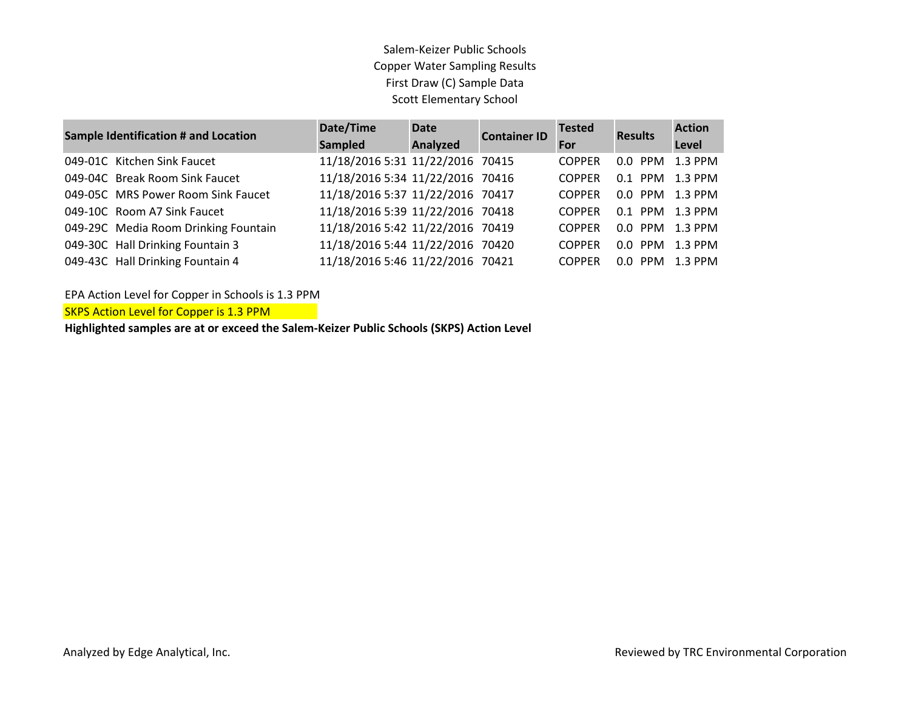Salem-Keizer Public Schools
Copper Water Sampling Results
First Draw (C) Sample Data
Scott Elementary School

| Sample Identification # and Location | Date/Time Sampled | Date Analyzed | Container ID | Tested For | Results | Action Level |
|---|---|---|---|---|---|---|
| 049-01C Kitchen Sink Faucet | 11/18/2016 5:31 | 11/22/2016 | 70415 | COPPER | 0.0 PPM | 1.3 PPM |
| 049-04C Break Room Sink Faucet | 11/18/2016 5:34 | 11/22/2016 | 70416 | COPPER | 0.1 PPM | 1.3 PPM |
| 049-05C MRS Power Room Sink Faucet | 11/18/2016 5:37 | 11/22/2016 | 70417 | COPPER | 0.0 PPM | 1.3 PPM |
| 049-10C Room A7 Sink Faucet | 11/18/2016 5:39 | 11/22/2016 | 70418 | COPPER | 0.1 PPM | 1.3 PPM |
| 049-29C Media Room Drinking Fountain | 11/18/2016 5:42 | 11/22/2016 | 70419 | COPPER | 0.0 PPM | 1.3 PPM |
| 049-30C Hall Drinking Fountain 3 | 11/18/2016 5:44 | 11/22/2016 | 70420 | COPPER | 0.0 PPM | 1.3 PPM |
| 049-43C Hall Drinking Fountain 4 | 11/18/2016 5:46 | 11/22/2016 | 70421 | COPPER | 0.0 PPM | 1.3 PPM |

EPA Action Level for Copper in Schools is 1.3 PPM

SKPS Action Level for Copper is 1.3 PPM

**Highlighted samples are at or exceed the Salem-Keizer Public Schools (SKPS) Action Level**

Analyzed by Edge Analytical, Inc.

Reviewed by TRC Environmental Corporation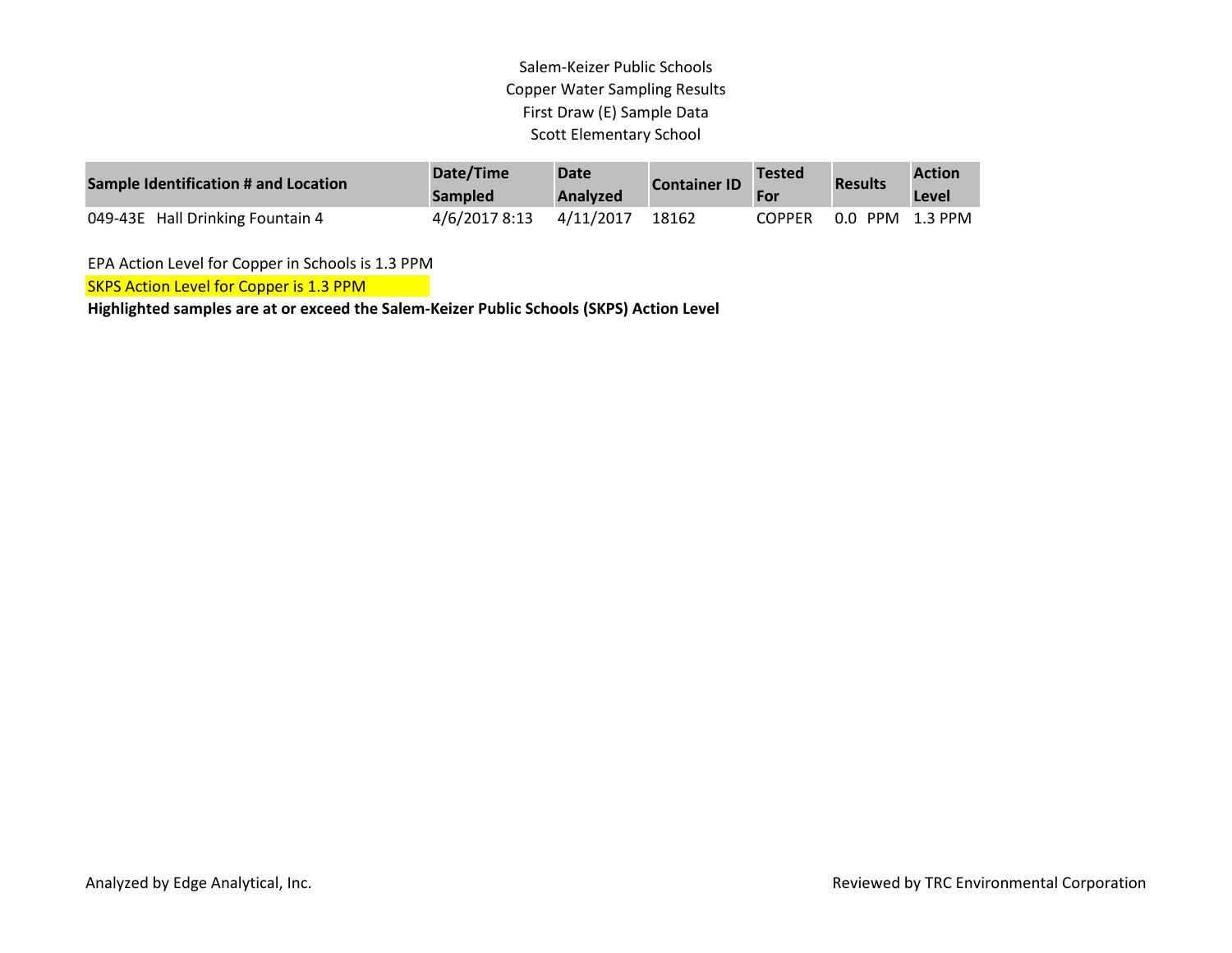Salem-Keizer Public Schools
Copper Water Sampling Results
First Draw (E) Sample Data
Scott Elementary School

| Sample Identification # and Location | Date/Time Sampled | Date Analyzed | Container ID | Tested For | Results | Action Level |
|---|---|---|---|---|---|---|
| 049-43E Hall Drinking Fountain 4 | 4/6/2017 8:13 | 4/11/2017 | 18162 | COPPER | 0.0 PPM | 1.3 PPM |

EPA Action Level for Copper in Schools is 1.3 PPM

SKPS Action Level for Copper is 1.3 PPM

**Highlighted samples are at or exceed the Salem-Keizer Public Schools (SKPS) Action Level**

Analyzed by Edge Analytical, Inc.

Reviewed by TRC Environmental Corporation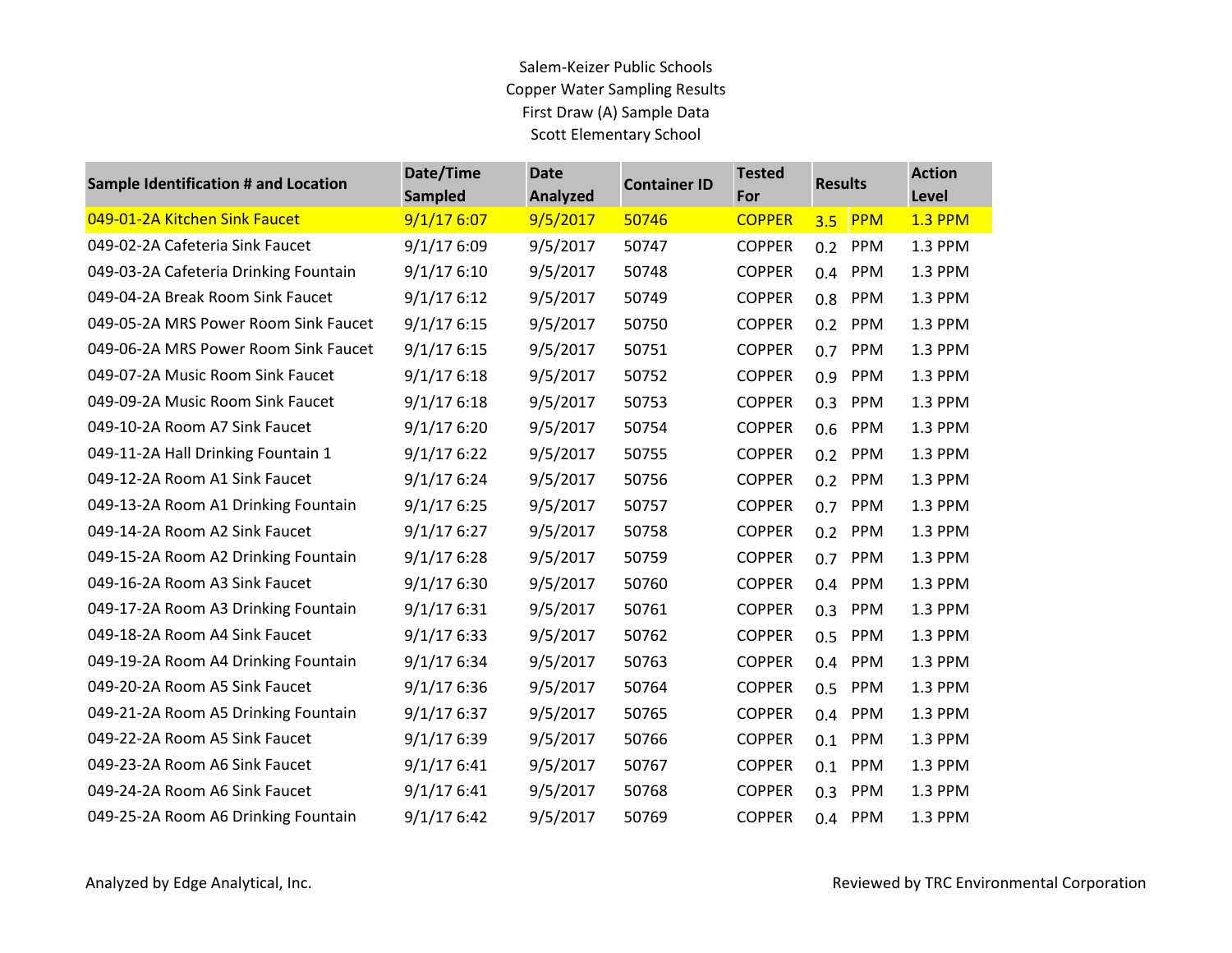Salem-Keizer Public Schools
Copper Water Sampling Results
First Draw (A) Sample Data
Scott Elementary School

| Sample Identification # and Location | Date/Time Sampled | Date Analyzed | Container ID | Tested For | Results | | Action Level |
|---|---|---|---|---|---|---|---|
| 049-01-2A Kitchen Sink Faucet | 9/1/17 6:07 | 9/5/2017 | 50746 | COPPER | 3.5 | PPM | 1.3 PPM |
| 049-02-2A Cafeteria Sink Faucet | 9/1/17 6:09 | 9/5/2017 | 50747 | COPPER | 0.2 | PPM | 1.3 PPM |
| 049-03-2A Cafeteria Drinking Fountain | 9/1/17 6:10 | 9/5/2017 | 50748 | COPPER | 0.4 | PPM | 1.3 PPM |
| 049-04-2A Break Room Sink Faucet | 9/1/17 6:12 | 9/5/2017 | 50749 | COPPER | 0.8 | PPM | 1.3 PPM |
| 049-05-2A MRS Power Room Sink Faucet | 9/1/17 6:15 | 9/5/2017 | 50750 | COPPER | 0.2 | PPM | 1.3 PPM |
| 049-06-2A MRS Power Room Sink Faucet | 9/1/17 6:15 | 9/5/2017 | 50751 | COPPER | 0.7 | PPM | 1.3 PPM |
| 049-07-2A Music Room Sink Faucet | 9/1/17 6:18 | 9/5/2017 | 50752 | COPPER | 0.9 | PPM | 1.3 PPM |
| 049-09-2A Music Room Sink Faucet | 9/1/17 6:18 | 9/5/2017 | 50753 | COPPER | 0.3 | PPM | 1.3 PPM |
| 049-10-2A Room A7 Sink Faucet | 9/1/17 6:20 | 9/5/2017 | 50754 | COPPER | 0.6 | PPM | 1.3 PPM |
| 049-11-2A Hall Drinking Fountain 1 | 9/1/17 6:22 | 9/5/2017 | 50755 | COPPER | 0.2 | PPM | 1.3 PPM |
| 049-12-2A Room A1 Sink Faucet | 9/1/17 6:24 | 9/5/2017 | 50756 | COPPER | 0.2 | PPM | 1.3 PPM |
| 049-13-2A Room A1 Drinking Fountain | 9/1/17 6:25 | 9/5/2017 | 50757 | COPPER | 0.7 | PPM | 1.3 PPM |
| 049-14-2A Room A2 Sink Faucet | 9/1/17 6:27 | 9/5/2017 | 50758 | COPPER | 0.2 | PPM | 1.3 PPM |
| 049-15-2A Room A2 Drinking Fountain | 9/1/17 6:28 | 9/5/2017 | 50759 | COPPER | 0.7 | PPM | 1.3 PPM |
| 049-16-2A Room A3 Sink Faucet | 9/1/17 6:30 | 9/5/2017 | 50760 | COPPER | 0.4 | PPM | 1.3 PPM |
| 049-17-2A Room A3 Drinking Fountain | 9/1/17 6:31 | 9/5/2017 | 50761 | COPPER | 0.3 | PPM | 1.3 PPM |
| 049-18-2A Room A4 Sink Faucet | 9/1/17 6:33 | 9/5/2017 | 50762 | COPPER | 0.5 | PPM | 1.3 PPM |
| 049-19-2A Room A4 Drinking Fountain | 9/1/17 6:34 | 9/5/2017 | 50763 | COPPER | 0.4 | PPM | 1.3 PPM |
| 049-20-2A Room A5 Sink Faucet | 9/1/17 6:36 | 9/5/2017 | 50764 | COPPER | 0.5 | PPM | 1.3 PPM |
| 049-21-2A Room A5 Drinking Fountain | 9/1/17 6:37 | 9/5/2017 | 50765 | COPPER | 0.4 | PPM | 1.3 PPM |
| 049-22-2A Room A5 Sink Faucet | 9/1/17 6:39 | 9/5/2017 | 50766 | COPPER | 0.1 | PPM | 1.3 PPM |
| 049-23-2A Room A6 Sink Faucet | 9/1/17 6:41 | 9/5/2017 | 50767 | COPPER | 0.1 | PPM | 1.3 PPM |
| 049-24-2A Room A6 Sink Faucet | 9/1/17 6:41 | 9/5/2017 | 50768 | COPPER | 0.3 | PPM | 1.3 PPM |
| 049-25-2A Room A6 Drinking Fountain | 9/1/17 6:42 | 9/5/2017 | 50769 | COPPER | 0.4 | PPM | 1.3 PPM |

Analyzed by Edge Analytical, Inc.

Reviewed by TRC Environmental Corporation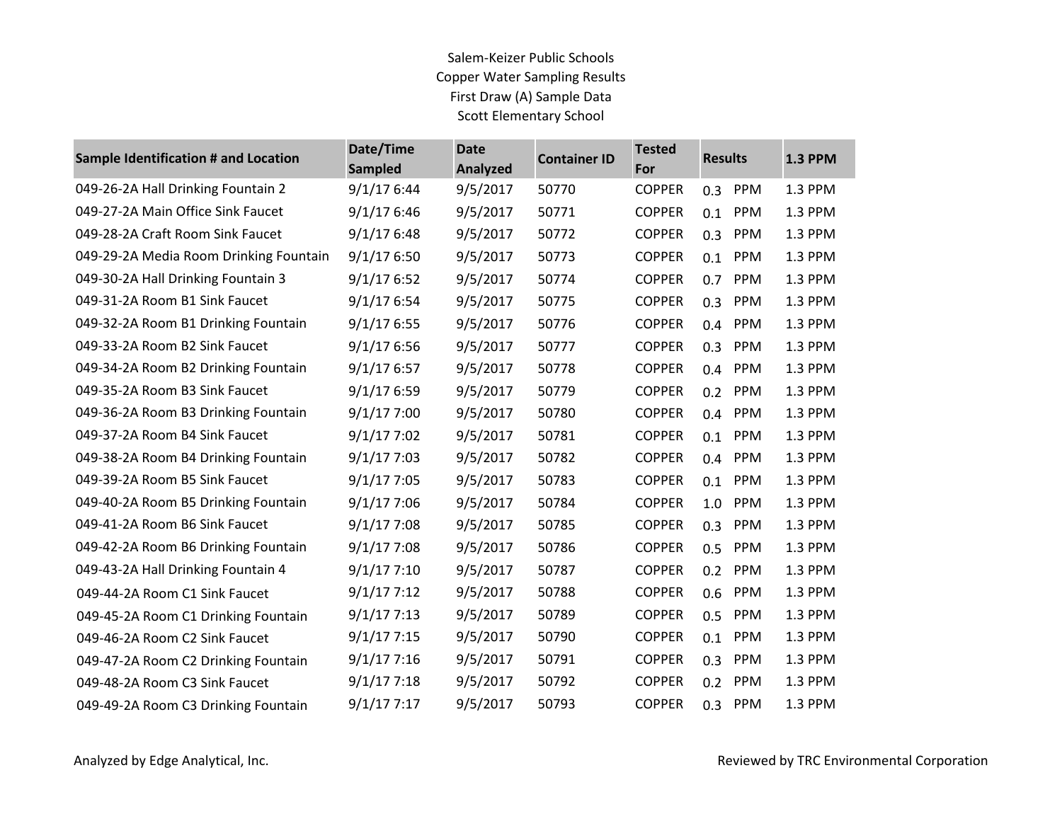Salem-Keizer Public Schools
Copper Water Sampling Results
First Draw (A) Sample Data
Scott Elementary School

| Sample Identification # and Location | Date/Time Sampled | Date Analyzed | Container ID | Tested For | Results | 1.3 PPM |
|---|---|---|---|---|---|---|
| 049-26-2A Hall Drinking Fountain 2 | 9/1/17 6:44 | 9/5/2017 | 50770 | COPPER | 0.3 PPM | 1.3 PPM |
| 049-27-2A Main Office Sink Faucet | 9/1/17 6:46 | 9/5/2017 | 50771 | COPPER | 0.1 PPM | 1.3 PPM |
| 049-28-2A Craft Room Sink Faucet | 9/1/17 6:48 | 9/5/2017 | 50772 | COPPER | 0.3 PPM | 1.3 PPM |
| 049-29-2A Media Room Drinking Fountain | 9/1/17 6:50 | 9/5/2017 | 50773 | COPPER | 0.1 PPM | 1.3 PPM |
| 049-30-2A Hall Drinking Fountain 3 | 9/1/17 6:52 | 9/5/2017 | 50774 | COPPER | 0.7 PPM | 1.3 PPM |
| 049-31-2A Room B1 Sink Faucet | 9/1/17 6:54 | 9/5/2017 | 50775 | COPPER | 0.3 PPM | 1.3 PPM |
| 049-32-2A Room B1 Drinking Fountain | 9/1/17 6:55 | 9/5/2017 | 50776 | COPPER | 0.4 PPM | 1.3 PPM |
| 049-33-2A Room B2 Sink Faucet | 9/1/17 6:56 | 9/5/2017 | 50777 | COPPER | 0.3 PPM | 1.3 PPM |
| 049-34-2A Room B2 Drinking Fountain | 9/1/17 6:57 | 9/5/2017 | 50778 | COPPER | 0.4 PPM | 1.3 PPM |
| 049-35-2A Room B3 Sink Faucet | 9/1/17 6:59 | 9/5/2017 | 50779 | COPPER | 0.2 PPM | 1.3 PPM |
| 049-36-2A Room B3 Drinking Fountain | 9/1/17 7:00 | 9/5/2017 | 50780 | COPPER | 0.4 PPM | 1.3 PPM |
| 049-37-2A Room B4 Sink Faucet | 9/1/17 7:02 | 9/5/2017 | 50781 | COPPER | 0.1 PPM | 1.3 PPM |
| 049-38-2A Room B4 Drinking Fountain | 9/1/17 7:03 | 9/5/2017 | 50782 | COPPER | 0.4 PPM | 1.3 PPM |
| 049-39-2A Room B5 Sink Faucet | 9/1/17 7:05 | 9/5/2017 | 50783 | COPPER | 0.1 PPM | 1.3 PPM |
| 049-40-2A Room B5 Drinking Fountain | 9/1/17 7:06 | 9/5/2017 | 50784 | COPPER | 1.0 PPM | 1.3 PPM |
| 049-41-2A Room B6 Sink Faucet | 9/1/17 7:08 | 9/5/2017 | 50785 | COPPER | 0.3 PPM | 1.3 PPM |
| 049-42-2A Room B6 Drinking Fountain | 9/1/17 7:08 | 9/5/2017 | 50786 | COPPER | 0.5 PPM | 1.3 PPM |
| 049-43-2A Hall Drinking Fountain 4 | 9/1/17 7:10 | 9/5/2017 | 50787 | COPPER | 0.2 PPM | 1.3 PPM |
| 049-44-2A Room C1 Sink Faucet | 9/1/17 7:12 | 9/5/2017 | 50788 | COPPER | 0.6 PPM | 1.3 PPM |
| 049-45-2A Room C1 Drinking Fountain | 9/1/17 7:13 | 9/5/2017 | 50789 | COPPER | 0.5 PPM | 1.3 PPM |
| 049-46-2A Room C2 Sink Faucet | 9/1/17 7:15 | 9/5/2017 | 50790 | COPPER | 0.1 PPM | 1.3 PPM |
| 049-47-2A Room C2 Drinking Fountain | 9/1/17 7:16 | 9/5/2017 | 50791 | COPPER | 0.3 PPM | 1.3 PPM |
| 049-48-2A Room C3 Sink Faucet | 9/1/17 7:18 | 9/5/2017 | 50792 | COPPER | 0.2 PPM | 1.3 PPM |
| 049-49-2A Room C3 Drinking Fountain | 9/1/17 7:17 | 9/5/2017 | 50793 | COPPER | 0.3 PPM | 1.3 PPM |

Analyzed by Edge Analytical, Inc.

Reviewed by TRC Environmental Corporation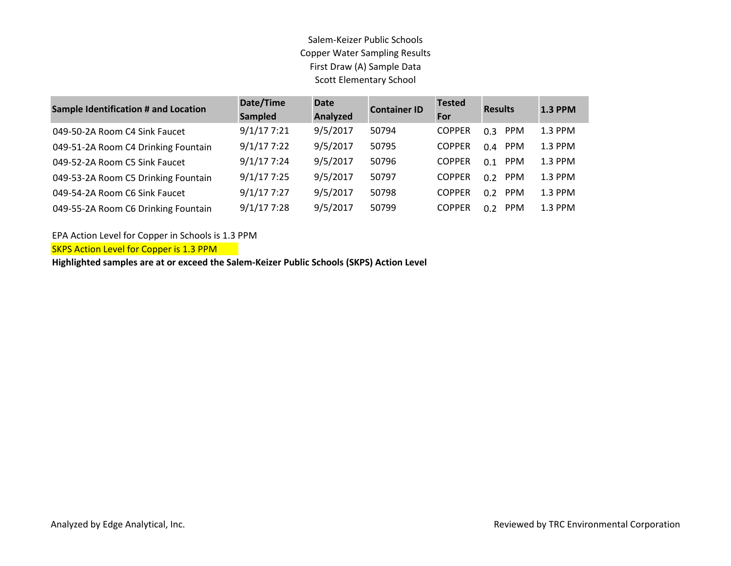Salem-Keizer Public Schools
Copper Water Sampling Results
First Draw (A) Sample Data
Scott Elementary School

| Sample Identification # and Location | Date/Time Sampled | Date Analyzed | Container ID | Tested For | Results | 1.3 PPM |
|---|---|---|---|---|---|---|
| 049-50-2A Room C4 Sink Faucet | 9/1/17 7:21 | 9/5/2017 | 50794 | COPPER | 0.3 PPM | 1.3 PPM |
| 049-51-2A Room C4 Drinking Fountain | 9/1/17 7:22 | 9/5/2017 | 50795 | COPPER | 0.4 PPM | 1.3 PPM |
| 049-52-2A Room C5 Sink Faucet | 9/1/17 7:24 | 9/5/2017 | 50796 | COPPER | 0.1 PPM | 1.3 PPM |
| 049-53-2A Room C5 Drinking Fountain | 9/1/17 7:25 | 9/5/2017 | 50797 | COPPER | 0.2 PPM | 1.3 PPM |
| 049-54-2A Room C6 Sink Faucet | 9/1/17 7:27 | 9/5/2017 | 50798 | COPPER | 0.2 PPM | 1.3 PPM |
| 049-55-2A Room C6 Drinking Fountain | 9/1/17 7:28 | 9/5/2017 | 50799 | COPPER | 0.2 PPM | 1.3 PPM |

EPA Action Level for Copper in Schools is 1.3 PPM

SKPS Action Level for Copper is 1.3 PPM

**Highlighted samples are at or exceed the Salem-Keizer Public Schools (SKPS) Action Level**

Analyzed by Edge Analytical, Inc.

Reviewed by TRC Environmental Corporation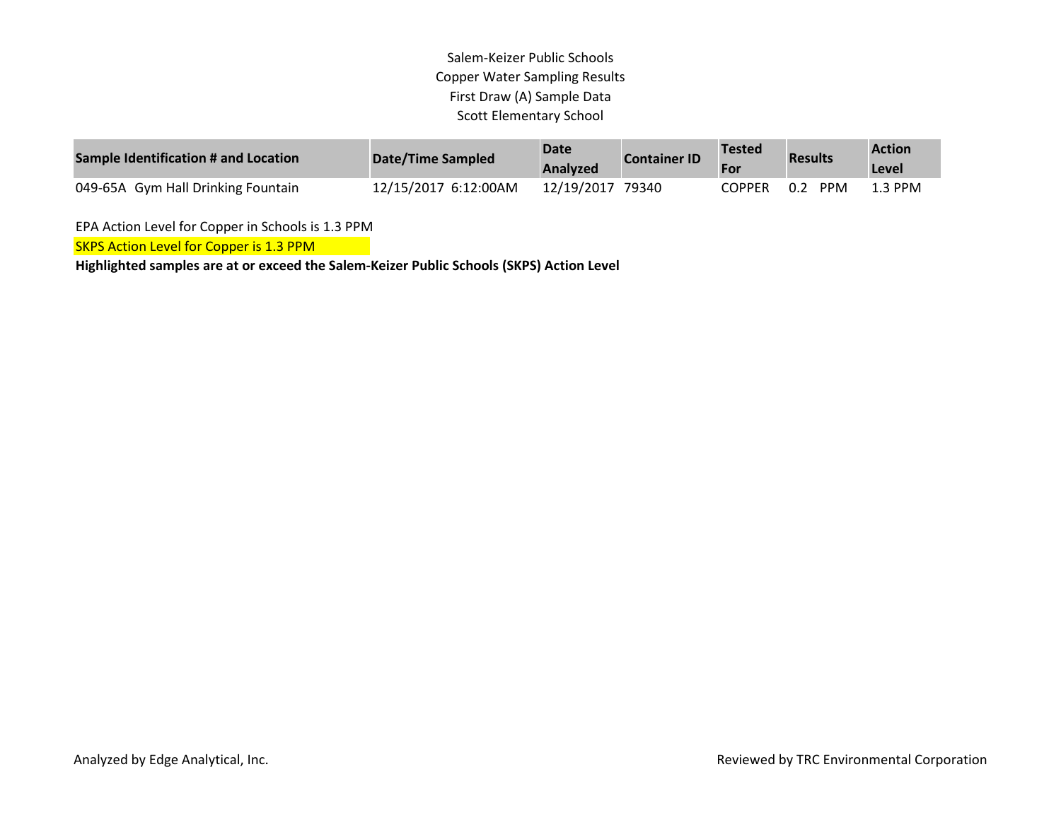Salem-Keizer Public Schools
Copper Water Sampling Results
First Draw (A) Sample Data
Scott Elementary School

| Sample Identification # and Location | Date/Time Sampled | Date Analyzed | Container ID | Tested For | Results | Action Level |
|---|---|---|---|---|---|---|
| 049-65A Gym Hall Drinking Fountain | 12/15/2017 6:12:00AM | 12/19/2017 | 79340 | COPPER | 0.2 PPM | 1.3 PPM |

EPA Action Level for Copper in Schools is 1.3 PPM

SKPS Action Level for Copper is 1.3 PPM

**Highlighted samples are at or exceed the Salem-Keizer Public Schools (SKPS) Action Level**

Analyzed by Edge Analytical, Inc.

Reviewed by TRC Environmental Corporation